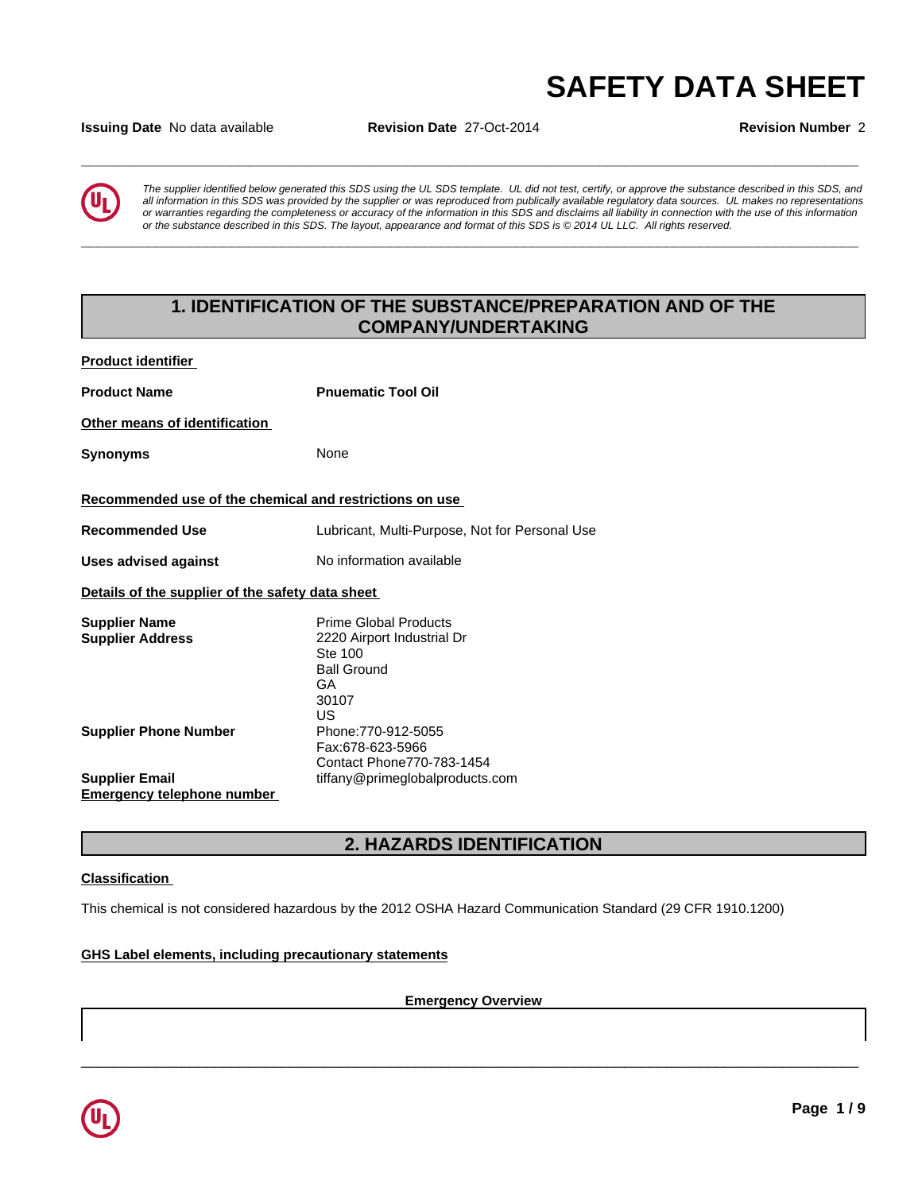# SAFETY DATA SHEET

**Issuing Date** No data available **Revision Date** 27-Oct-2014 **Revision Number** 2

*The supplier identified below generated this SDS using the UL SDS template. UL did not test, certify, or approve the substance described in this SDS, and all information in this SDS was provided by the supplier or was reproduced from publically available regulatory data sources. UL makes no representations or warranties regarding the completeness or accuracy of the information in this SDS and disclaims all liability in connection with the use of this information or the substance described in this SDS. The layout, appearance and format of this SDS is © 2014 UL LLC. All rights reserved.*

## 1. IDENTIFICATION OF THE SUBSTANCE/PREPARATION AND OF THE COMPANY/UNDERTAKING

**Product identifier**

**Product Name** **Pnuematic Tool Oil**

**Other means of identification**

**Synonyms** None

**Recommended use of the chemical and restrictions on use**

**Recommended Use** Lubricant, Multi-Purpose, Not for Personal Use

**Uses advised against** No information available

**Details of the supplier of the safety data sheet**

**Supplier Name** Prime Global Products

**Supplier Address** 2220 Airport Industrial Dr
Ste 100
Ball Ground
GA
30107
US

**Supplier Phone Number** Phone:770-912-5055
Fax:678-623-5966
Contact Phone770-783-1454

**Supplier Email** tiffany@primeglobalproducts.com

**Emergency telephone number**

## 2. HAZARDS IDENTIFICATION

**Classification**

This chemical is not considered hazardous by the 2012 OSHA Hazard Communication Standard (29 CFR 1910.1200)

**GHS Label elements, including precautionary statements**

**Emergency Overview**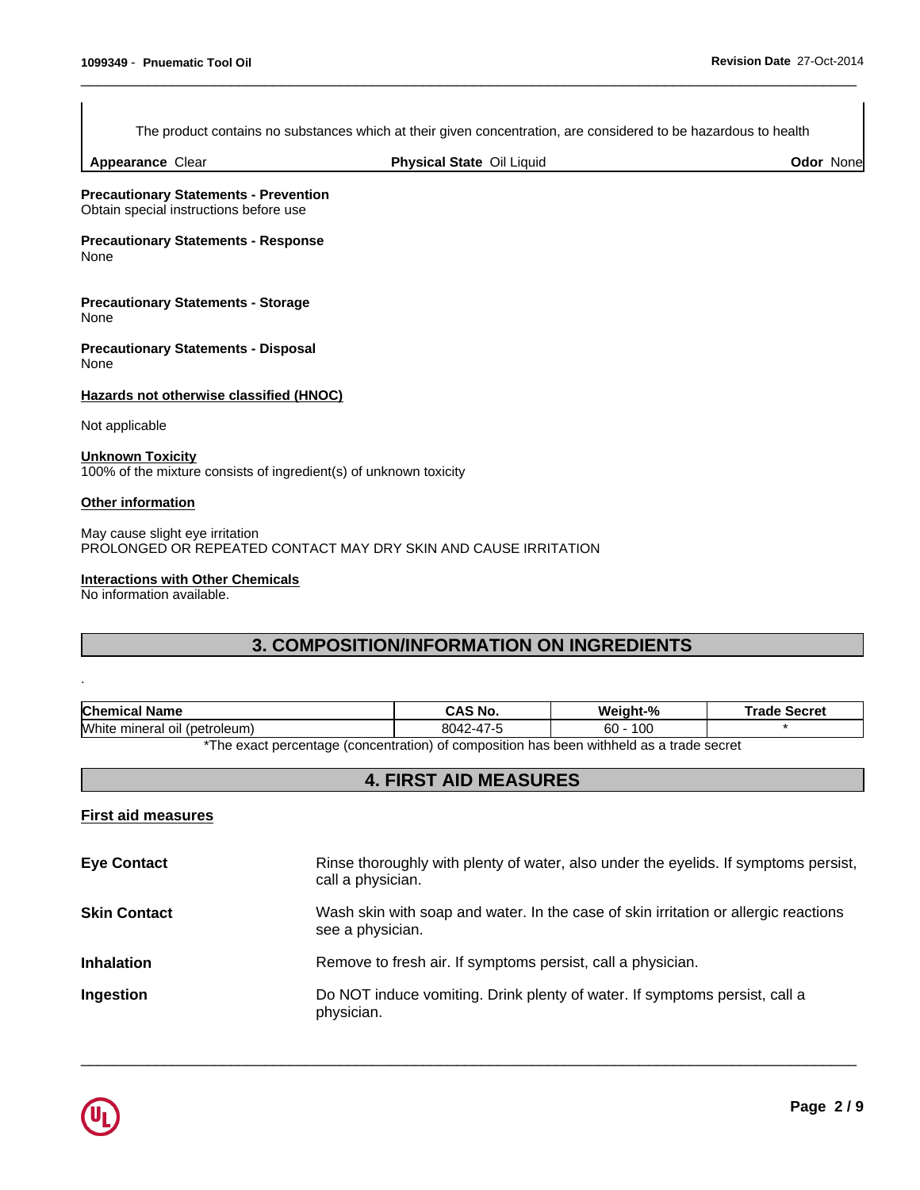The product contains no substances which at their given concentration, are considered to be hazardous to health

| **Appearance** Clear | **Physical State** Oil Liquid | **Odor** None |
|---|---|---|

**Precautionary Statements - Prevention**
Obtain special instructions before use

**Precautionary Statements - Response**
None

**Precautionary Statements - Storage**
None

**Precautionary Statements - Disposal**
None

**Hazards not otherwise classified (HNOC)**

Not applicable

**Unknown Toxicity**
100% of the mixture consists of ingredient(s) of unknown toxicity

**Other information**

May cause slight eye irritation
PROLONGED OR REPEATED CONTACT MAY DRY SKIN AND CAUSE IRRITATION

**Interactions with Other Chemicals**
No information available.

## 3. COMPOSITION/INFORMATION ON INGREDIENTS

.

| Chemical Name | CAS No. | Weight-% | Trade Secret |
|---|---|---|---|
| White mineral oil (petroleum) | 8042-47-5 | 60 - 100 | * |

*The exact percentage (concentration) of composition has been withheld as a trade secret

## 4. FIRST AID MEASURES

**First aid measures**

**Eye Contact** Rinse thoroughly with plenty of water, also under the eyelids. If symptoms persist, call a physician.

**Skin Contact** Wash skin with soap and water. In the case of skin irritation or allergic reactions see a physician.

**Inhalation** Remove to fresh air. If symptoms persist, call a physician.

**Ingestion** Do NOT induce vomiting. Drink plenty of water. If symptoms persist, call a physician.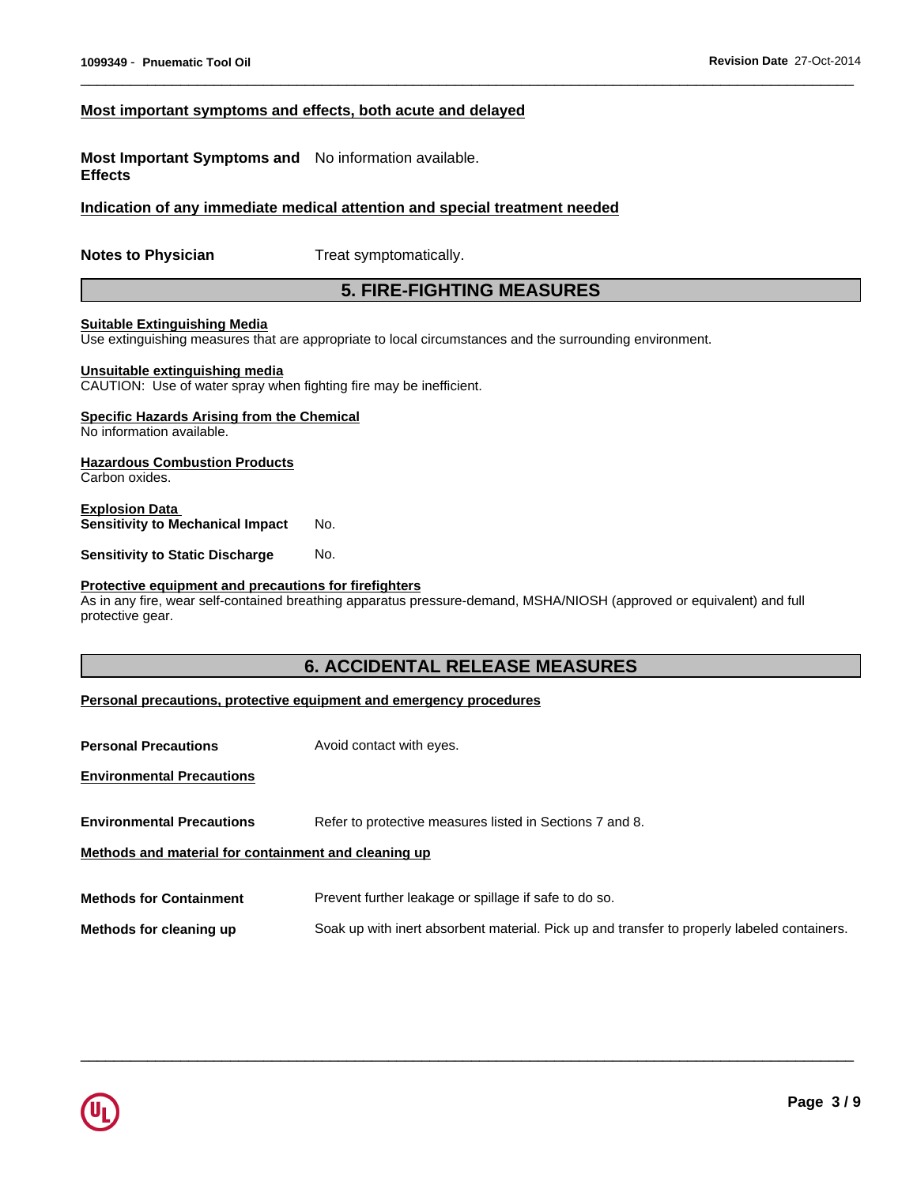### Most important symptoms and effects, both acute and delayed

**Most Important Symptoms and Effects** No information available.

### Indication of any immediate medical attention and special treatment needed

**Notes to Physician** Treat symptomatically.

## 5. FIRE-FIGHTING MEASURES

### Suitable Extinguishing Media
Use extinguishing measures that are appropriate to local circumstances and the surrounding environment.

### Unsuitable extinguishing media
CAUTION: Use of water spray when fighting fire may be inefficient.

### Specific Hazards Arising from the Chemical
No information available.

### Hazardous Combustion Products
Carbon oxides.

### Explosion Data
**Sensitivity to Mechanical Impact** No.

**Sensitivity to Static Discharge** No.

### Protective equipment and precautions for firefighters
As in any fire, wear self-contained breathing apparatus pressure-demand, MSHA/NIOSH (approved or equivalent) and full protective gear.

## 6. ACCIDENTAL RELEASE MEASURES

### Personal precautions, protective equipment and emergency procedures

**Personal Precautions** Avoid contact with eyes.

### Environmental Precautions

**Environmental Precautions** Refer to protective measures listed in Sections 7 and 8.

### Methods and material for containment and cleaning up

**Methods for Containment** Prevent further leakage or spillage if safe to do so.

**Methods for cleaning up** Soak up with inert absorbent material. Pick up and transfer to properly labeled containers.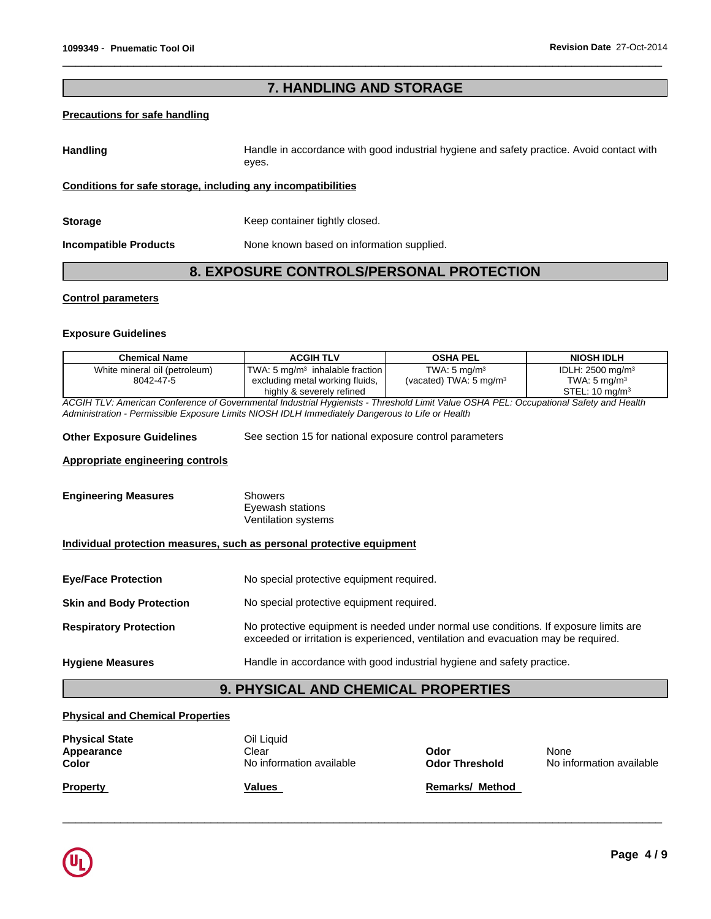## 7. HANDLING AND STORAGE

**Precautions for safe handling**

**Handling** Handle in accordance with good industrial hygiene and safety practice. Avoid contact with eyes.

**Conditions for safe storage, including any incompatibilities**

**Storage** Keep container tightly closed.

**Incompatible Products** None known based on information supplied.

## 8. EXPOSURE CONTROLS/PERSONAL PROTECTION

**Control parameters**

**Exposure Guidelines**

| Chemical Name | ACGIH TLV | OSHA PEL | NIOSH IDLH |
|---|---|---|---|
| White mineral oil (petroleum) 8042-47-5 | TWA: 5 mg/m³ inhalable fraction excluding metal working fluids, highly & severely refined | TWA: 5 mg/m³ (vacated) TWA: 5 mg/m³ | IDLH: 2500 mg/m³ TWA: 5 mg/m³ STEL: 10 mg/m³ |

*ACGIH TLV: American Conference of Governmental Industrial Hygienists - Threshold Limit Value OSHA PEL: Occupational Safety and Health Administration - Permissible Exposure Limits NIOSH IDLH Immediately Dangerous to Life or Health*

**Other Exposure Guidelines** See section 15 for national exposure control parameters

**Appropriate engineering controls**

**Engineering Measures** Showers
Eyewash stations
Ventilation systems

**Individual protection measures, such as personal protective equipment**

**Eye/Face Protection** No special protective equipment required.

**Skin and Body Protection** No special protective equipment required.

**Respiratory Protection** No protective equipment is needed under normal use conditions. If exposure limits are exceeded or irritation is experienced, ventilation and evacuation may be required.

**Hygiene Measures** Handle in accordance with good industrial hygiene and safety practice.

## 9. PHYSICAL AND CHEMICAL PROPERTIES

**Physical and Chemical Properties**

**Physical State** Oil Liquid
**Appearance** Clear
**Color** No information available
**Odor** None
**Odor Threshold** No information available

| Property | Values | Remarks/ Method |
|---|---|---|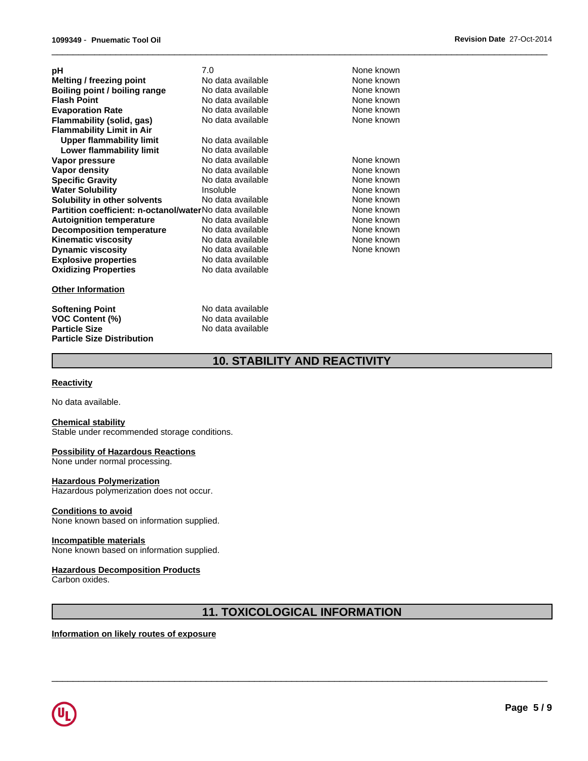| Property | Values | Remarks |
| --- | --- | --- |
| **pH** | 7.0 | None known |
| **Melting / freezing point** | No data available | None known |
| **Boiling point / boiling range** | No data available | None known |
| **Flash Point** | No data available | None known |
| **Evaporation Rate** | No data available | None known |
| **Flammability (solid, gas)** | No data available | None known |
| **Flammability Limit in Air** | | |
| **Upper flammability limit** | No data available | |
| **Lower flammability limit** | No data available | |
| **Vapor pressure** | No data available | None known |
| **Vapor density** | No data available | None known |
| **Specific Gravity** | No data available | None known |
| **Water Solubility** | Insoluble | None known |
| **Solubility in other solvents** | No data available | None known |
| **Partition coefficient: n-octanol/water** | No data available | None known |
| **Autoignition temperature** | No data available | None known |
| **Decomposition temperature** | No data available | None known |
| **Kinematic viscosity** | No data available | None known |
| **Dynamic viscosity** | No data available | None known |
| **Explosive properties** | No data available | |
| **Oxidizing Properties** | No data available | |

**Other Information**

| | |
| --- | --- |
| **Softening Point** | No data available |
| **VOC Content (%)** | No data available |
| **Particle Size** | No data available |
| **Particle Size Distribution** | |

## 10. STABILITY AND REACTIVITY

**Reactivity**

No data available.

**Chemical stability**
Stable under recommended storage conditions.

**Possibility of Hazardous Reactions**
None under normal processing.

**Hazardous Polymerization**
Hazardous polymerization does not occur.

**Conditions to avoid**
None known based on information supplied.

**Incompatible materials**
None known based on information supplied.

**Hazardous Decomposition Products**
Carbon oxides.

## 11. TOXICOLOGICAL INFORMATION

**Information on likely routes of exposure**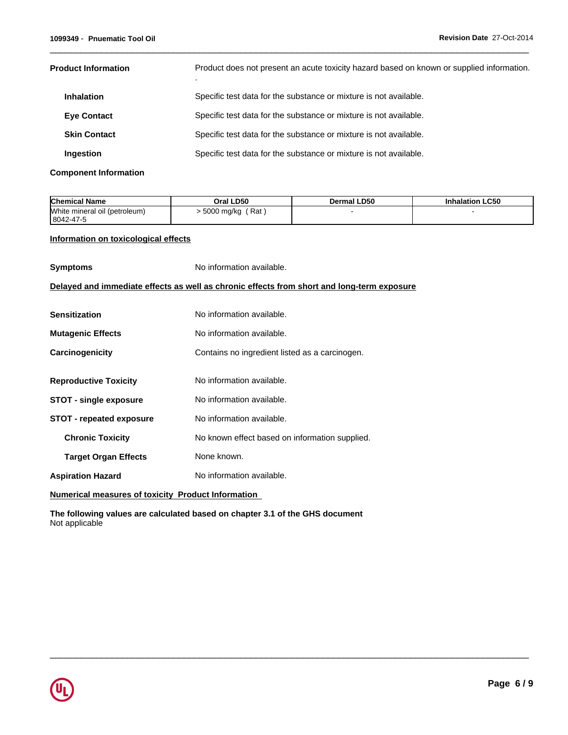**Product Information** Product does not present an acute toxicity hazard based on known or supplied information.
.

**Inhalation** Specific test data for the substance or mixture is not available.

**Eye Contact** Specific test data for the substance or mixture is not available.

**Skin Contact** Specific test data for the substance or mixture is not available.

**Ingestion** Specific test data for the substance or mixture is not available.

**Component Information**

| Chemical Name | Oral LD50 | Dermal LD50 | Inhalation LC50 |
|---|---|---|---|
| White mineral oil (petroleum) 8042-47-5 | > 5000 mg/kg ( Rat ) | - | - |

**Information on toxicological effects**

**Symptoms** No information available.

**Delayed and immediate effects as well as chronic effects from short and long-term exposure**

**Sensitization** No information available.

**Mutagenic Effects** No information available.

**Carcinogenicity** Contains no ingredient listed as a carcinogen.

**Reproductive Toxicity** No information available.

**STOT - single exposure** No information available.

**STOT - repeated exposure** No information available.

**Chronic Toxicity** No known effect based on information supplied.

**Target Organ Effects** None known.

**Aspiration Hazard** No information available.

**Numerical measures of toxicity Product Information**

**The following values are calculated based on chapter 3.1 of the GHS document**
Not applicable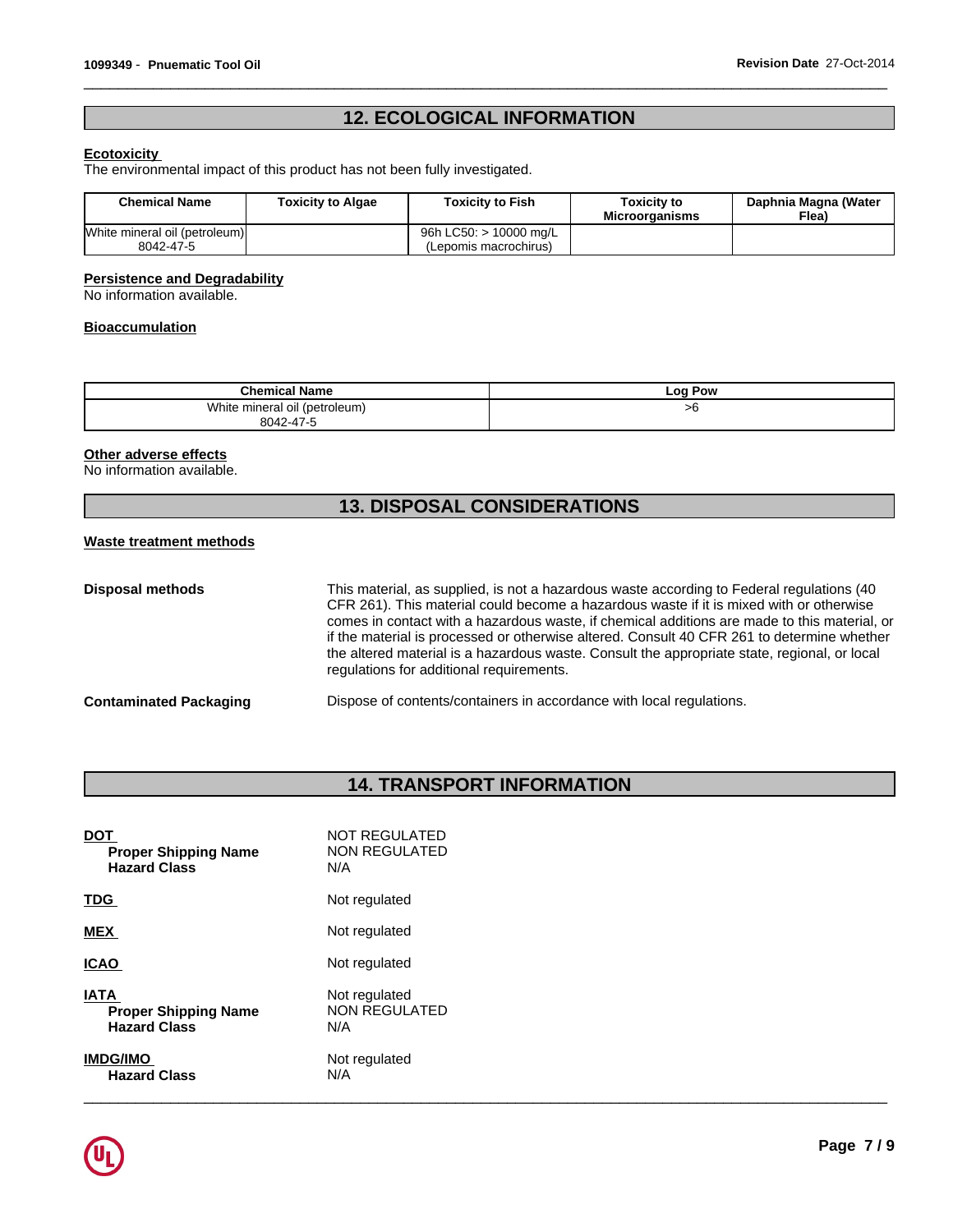## 12. ECOLOGICAL INFORMATION

**Ecotoxicity**

The environmental impact of this product has not been fully investigated.

| Chemical Name | Toxicity to Algae | Toxicity to Fish | Toxicity to Microorganisms | Daphnia Magna (Water Flea) |
|---|---|---|---|---|
| White mineral oil (petroleum) 8042-47-5 | | 96h LC50: > 10000 mg/L (Lepomis macrochirus) | | |

**Persistence and Degradability**

No information available.

**Bioaccumulation**

| Chemical Name | Log Pow |
|---|---|
| White mineral oil (petroleum) 8042-47-5 | >6 |

**Other adverse effects**

No information available.

## 13. DISPOSAL CONSIDERATIONS

**Waste treatment methods**

**Disposal methods** This material, as supplied, is not a hazardous waste according to Federal regulations (40 CFR 261). This material could become a hazardous waste if it is mixed with or otherwise comes in contact with a hazardous waste, if chemical additions are made to this material, or if the material is processed or otherwise altered. Consult 40 CFR 261 to determine whether the altered material is a hazardous waste. Consult the appropriate state, regional, or local regulations for additional requirements.

**Contaminated Packaging** Dispose of contents/containers in accordance with local regulations.

## 14. TRANSPORT INFORMATION

**DOT** NOT REGULATED
**Proper Shipping Name** NON REGULATED
**Hazard Class** N/A

**TDG** Not regulated

**MEX** Not regulated

**ICAO** Not regulated

**IATA** Not regulated
**Proper Shipping Name** NON REGULATED
**Hazard Class** N/A

**IMDG/IMO** Not regulated
**Hazard Class** N/A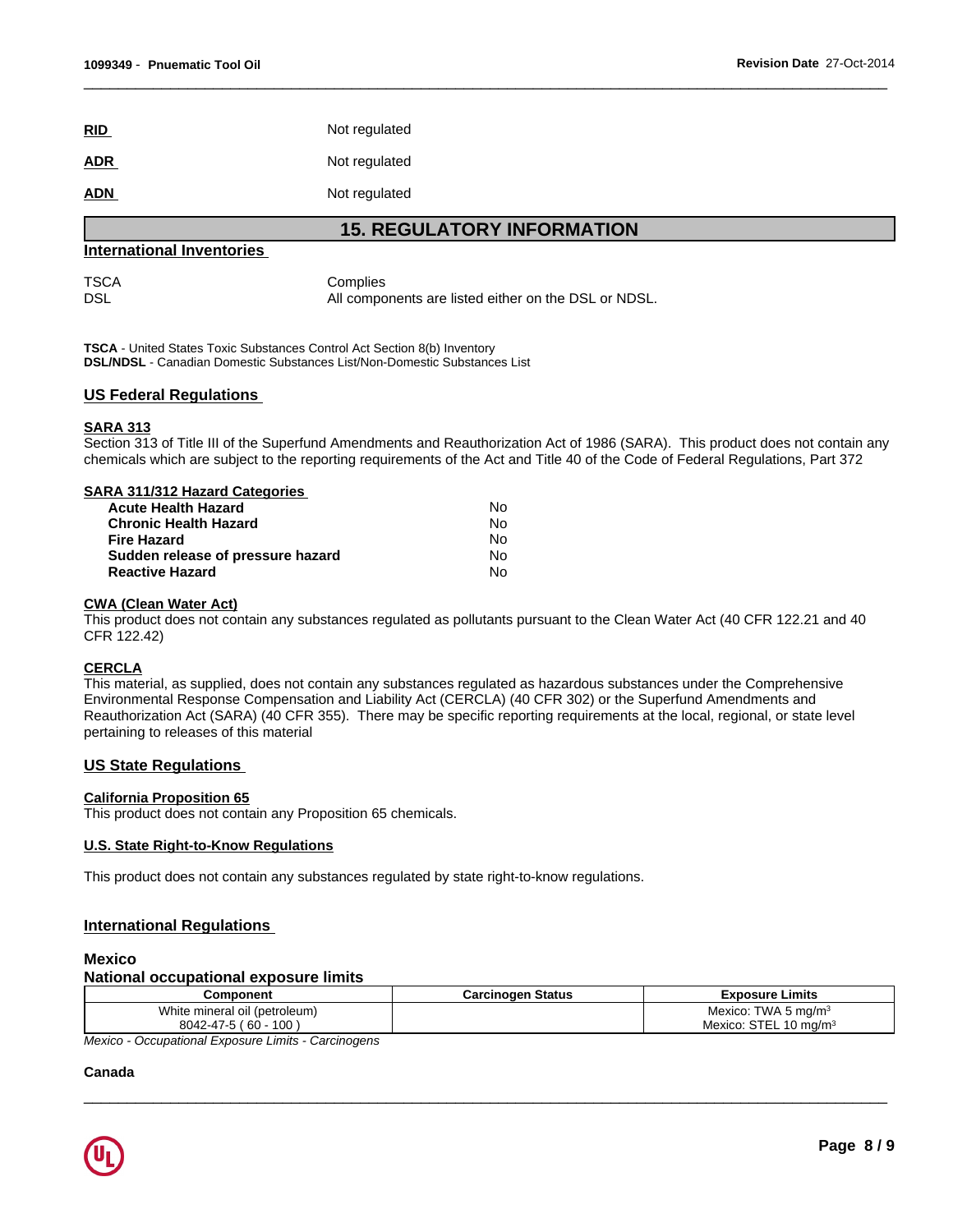**RID** Not regulated

**ADR** Not regulated

**ADN** Not regulated

## 15. REGULATORY INFORMATION

### International Inventories

| | |
|---|---|
| TSCA | Complies |
| DSL | All components are listed either on the DSL or NDSL. |

**TSCA** - United States Toxic Substances Control Act Section 8(b) Inventory
**DSL/NDSL** - Canadian Domestic Substances List/Non-Domestic Substances List

### US Federal Regulations

**SARA 313**
Section 313 of Title III of the Superfund Amendments and Reauthorization Act of 1986 (SARA). This product does not contain any chemicals which are subject to the reporting requirements of the Act and Title 40 of the Code of Federal Regulations, Part 372

**SARA 311/312 Hazard Categories**

| | |
|---|---|
| **Acute Health Hazard** | No |
| **Chronic Health Hazard** | No |
| **Fire Hazard** | No |
| **Sudden release of pressure hazard** | No |
| **Reactive Hazard** | No |

**CWA (Clean Water Act)**
This product does not contain any substances regulated as pollutants pursuant to the Clean Water Act (40 CFR 122.21 and 40 CFR 122.42)

**CERCLA**
This material, as supplied, does not contain any substances regulated as hazardous substances under the Comprehensive Environmental Response Compensation and Liability Act (CERCLA) (40 CFR 302) or the Superfund Amendments and Reauthorization Act (SARA) (40 CFR 355). There may be specific reporting requirements at the local, regional, or state level pertaining to releases of this material

### US State Regulations

**California Proposition 65**
This product does not contain any Proposition 65 chemicals.

**U.S. State Right-to-Know Regulations**

This product does not contain any substances regulated by state right-to-know regulations.

### International Regulations

**Mexico**
**National occupational exposure limits**

| Component | Carcinogen Status | Exposure Limits |
|---|---|---|
| White mineral oil (petroleum) 8042-47-5 ( 60 - 100 ) | | Mexico: TWA 5 mg/m³ Mexico: STEL 10 mg/m³ |

*Mexico - Occupational Exposure Limits - Carcinogens*

**Canada**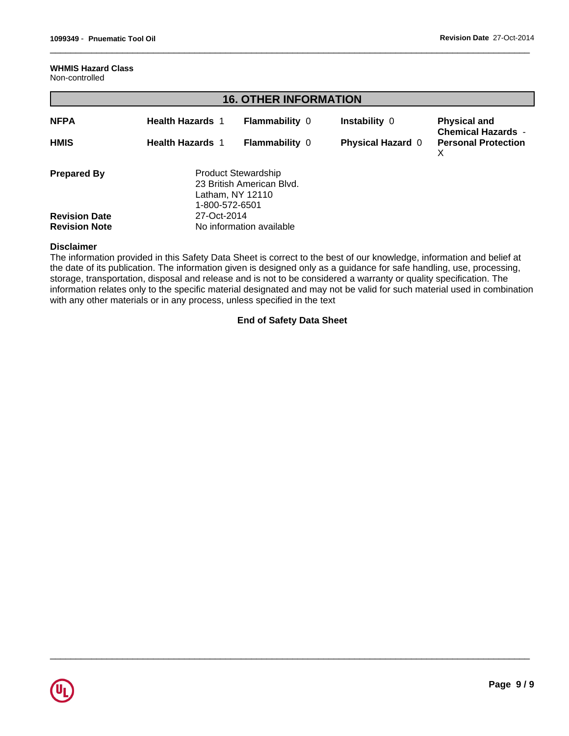**WHMIS Hazard Class**
Non-controlled

## 16. OTHER INFORMATION

| | | | | |
|---|---|---|---|---|
| **NFPA** | **Health Hazards** 1 | **Flammability** 0 | **Instability** 0 | **Physical and Chemical Hazards** - |
| **HMIS** | **Health Hazards** 1 | **Flammability** 0 | **Physical Hazard** 0 | **Personal Protection** X |

**Prepared By** Product Stewardship
23 British American Blvd.
Latham, NY 12110
1-800-572-6501

**Revision Date** 27-Oct-2014

**Revision Note** No information available

**Disclaimer**
The information provided in this Safety Data Sheet is correct to the best of our knowledge, information and belief at the date of its publication. The information given is designed only as a guidance for safe handling, use, processing, storage, transportation, disposal and release and is not to be considered a warranty or quality specification. The information relates only to the specific material designated and may not be valid for such material used in combination with any other materials or in any process, unless specified in the text

**End of Safety Data Sheet**